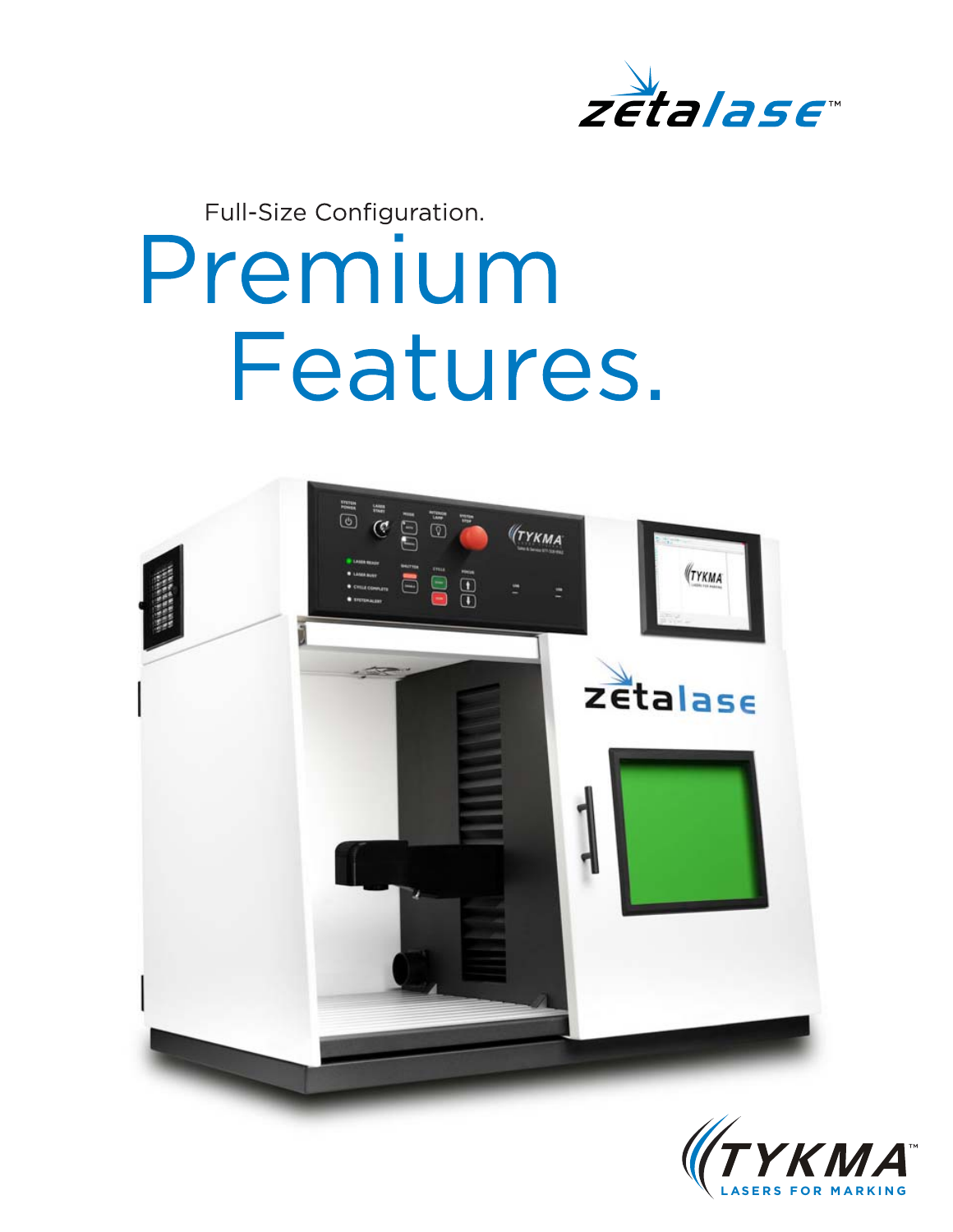zetalase™

Full-Size Configuration.

# Premium Features.

TYKMA™ LASERS FOR MARKING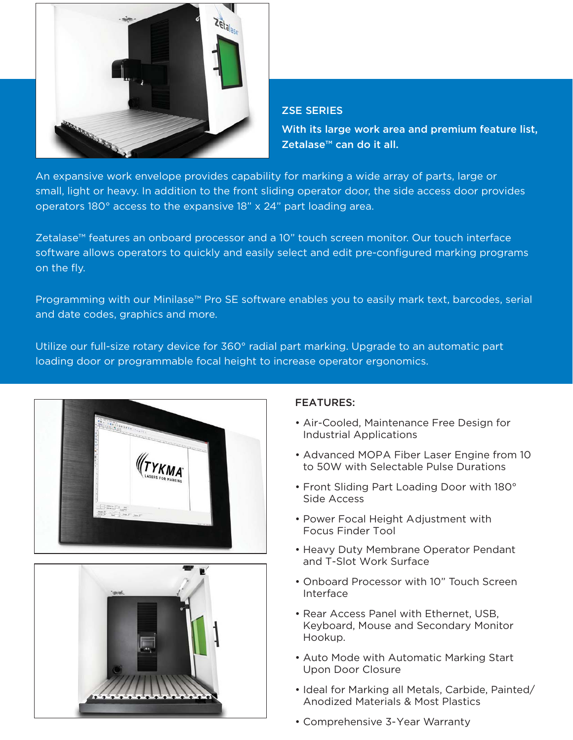## ZSE SERIES

**With its large work area and premium feature list, Zetalase™ can do it all.**

An expansive work envelope provides capability for marking a wide array of parts, large or small, light or heavy. In addition to the front sliding operator door, the side access door provides operators 180° access to the expansive 18" x 24" part loading area.

Zetalase™ features an onboard processor and a 10" touch screen monitor. Our touch interface software allows operators to quickly and easily select and edit pre-configured marking programs on the fly.

Programming with our Minilase™ Pro SE software enables you to easily mark text, barcodes, serial and date codes, graphics and more.

Utilize our full-size rotary device for 360° radial part marking. Upgrade to an automatic part loading door or programmable focal height to increase operator ergonomics.

### FEATURES:

- Air-Cooled, Maintenance Free Design for Industrial Applications
- Advanced MOPA Fiber Laser Engine from 10 to 50W with Selectable Pulse Durations
- Front Sliding Part Loading Door with 180° Side Access
- Power Focal Height Adjustment with Focus Finder Tool
- Heavy Duty Membrane Operator Pendant and T-Slot Work Surface
- Onboard Processor with 10" Touch Screen Interface
- Rear Access Panel with Ethernet, USB, Keyboard, Mouse and Secondary Monitor Hookup.
- Auto Mode with Automatic Marking Start Upon Door Closure
- Ideal for Marking all Metals, Carbide, Painted/ Anodized Materials & Most Plastics
- Comprehensive 3-Year Warranty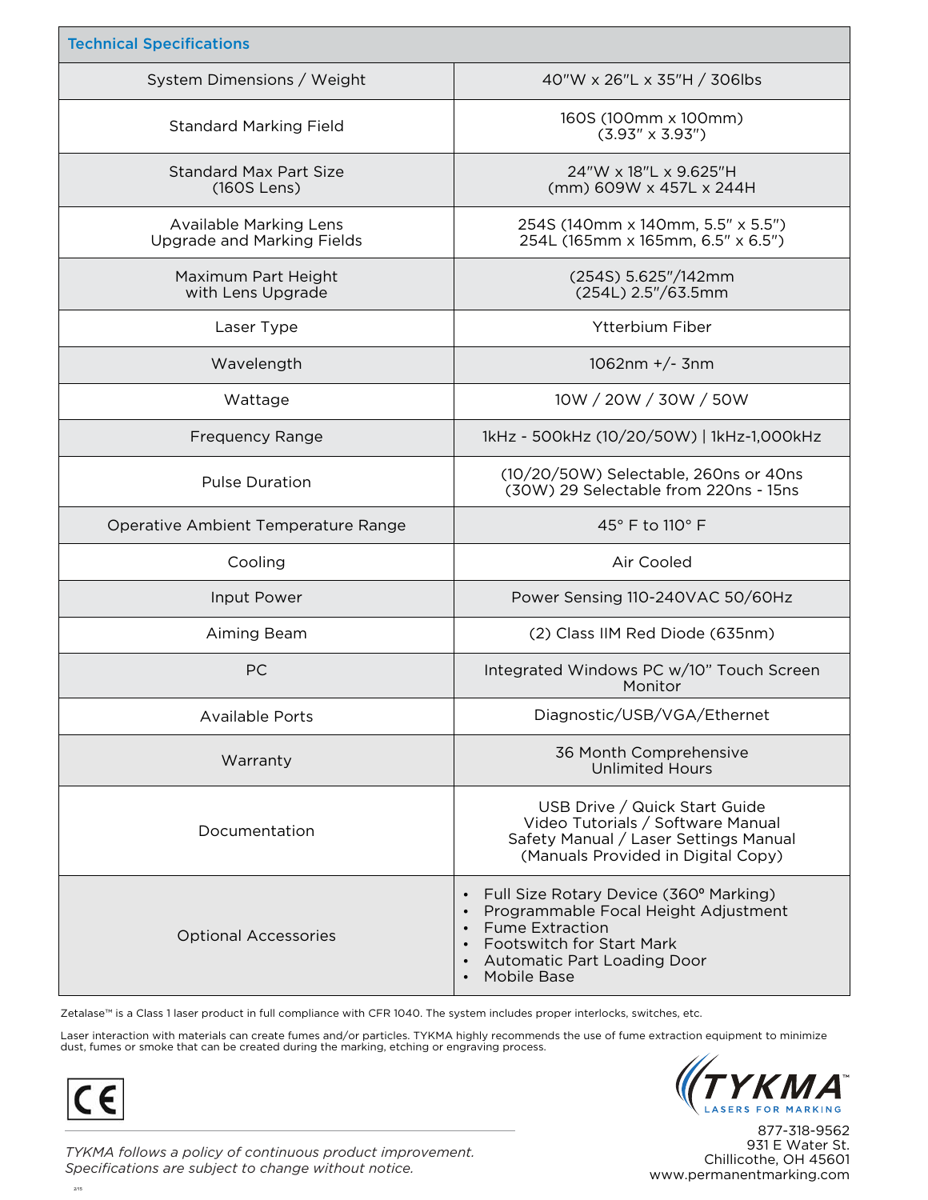| Technical Specifications | |
|---|---|
| System Dimensions / Weight | 40″W x 26″L x 35″H / 306lbs |
| Standard Marking Field | 160S (100mm x 100mm) (3.93″ x 3.93″) |
| Standard Max Part Size (160S Lens) | 24″W x 18″L x 9.625″H (mm) 609W x 457L x 244H |
| Available Marking Lens Upgrade and Marking Fields | 254S (140mm x 140mm, 5.5″ x 5.5″) 254L (165mm x 165mm, 6.5″ x 6.5″) |
| Maximum Part Height with Lens Upgrade | (254S) 5.625″/142mm (254L) 2.5″/63.5mm |
| Laser Type | Ytterbium Fiber |
| Wavelength | 1062nm +/- 3nm |
| Wattage | 10W / 20W / 30W / 50W |
| Frequency Range | 1kHz - 500kHz (10/20/50W) \| 1kHz-1,000kHz |
| Pulse Duration | (10/20/50W) Selectable, 260ns or 40ns (30W) 29 Selectable from 220ns - 15ns |
| Operative Ambient Temperature Range | 45° F to 110° F |
| Cooling | Air Cooled |
| Input Power | Power Sensing 110-240VAC 50/60Hz |
| Aiming Beam | (2) Class IIM Red Diode (635nm) |
| PC | Integrated Windows PC w/10" Touch Screen Monitor |
| Available Ports | Diagnostic/USB/VGA/Ethernet |
| Warranty | 36 Month Comprehensive Unlimited Hours |
| Documentation | USB Drive / Quick Start Guide<br>Video Tutorials / Software Manual<br>Safety Manual / Laser Settings Manual<br>(Manuals Provided in Digital Copy) |
| Optional Accessories | • Full Size Rotary Device (360° Marking)<br>• Programmable Focal Height Adjustment<br>• Fume Extraction<br>• Footswitch for Start Mark<br>• Automatic Part Loading Door<br>• Mobile Base |

Zetalase™ is a Class 1 laser product in full compliance with CFR 1040. The system includes proper interlocks, switches, etc.

Laser interaction with materials can create fumes and/or particles. TYKMA highly recommends the use of fume extraction equipment to minimize dust, fumes or smoke that can be created during the marking, etching or engraving process.

CE

TYKMA™ LASERS FOR MARKING

*TYKMA follows a policy of continuous product improvement.*
*Specifications are subject to change without notice.*

877-318-9562
931 E Water St.
Chillicothe, OH 45601
www.permanentmarking.com

2/15